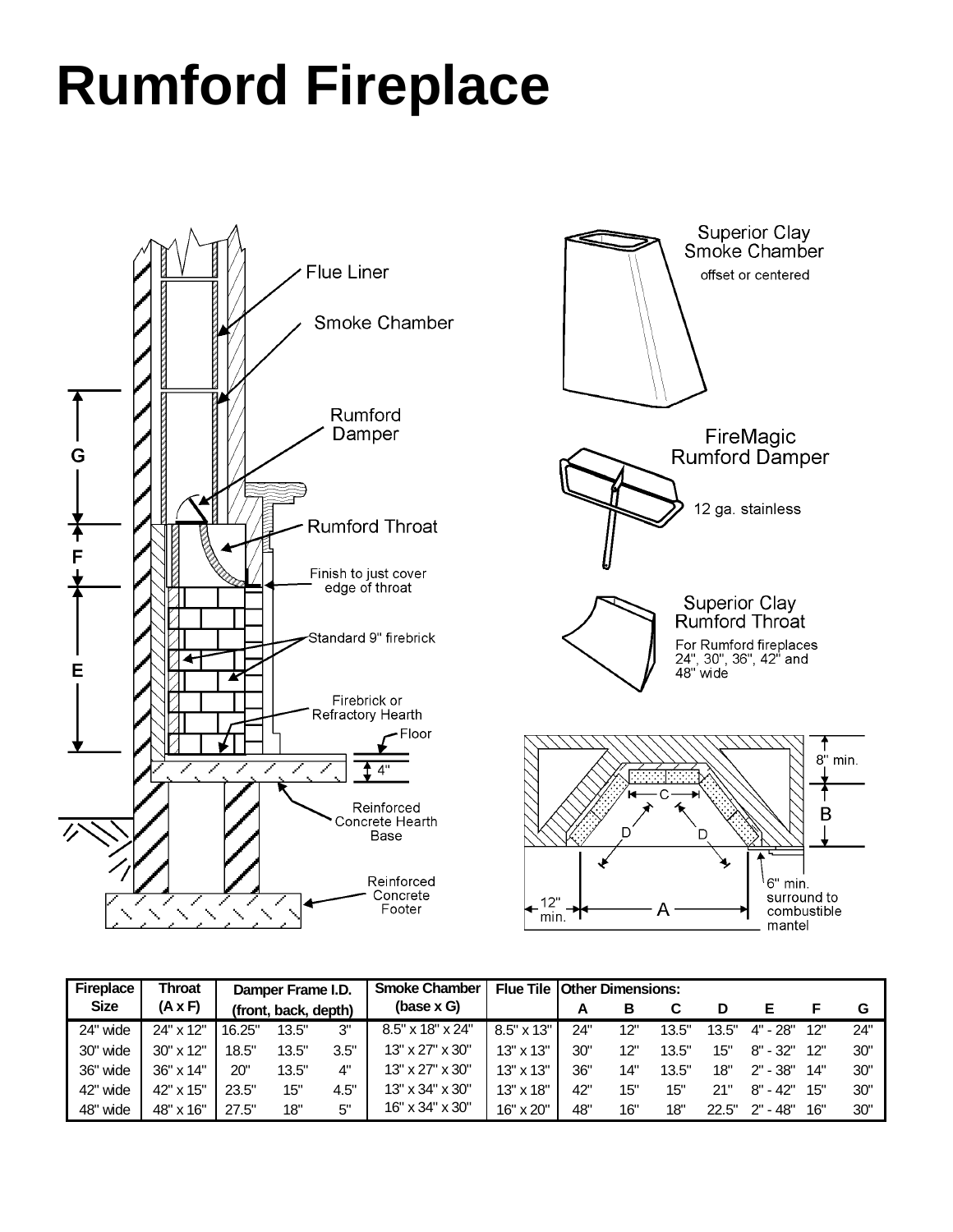# Rumford Fireplace

Flue Liner

Smoke Chamber

Rumford Damper

Rumford Throat

Finish to just cover edge of throat

Standard 9" firebrick

Firebrick or Refractory Hearth

Floor

4"

Reinforced Concrete Hearth Base

Reinforced Concrete Footer

G

F

E

Superior Clay Smoke Chamber

offset or centered

FireMagic Rumford Damper

12 ga. stainless

Superior Clay Rumford Throat

For Rumford fireplaces 24", 30", 36", 42" and 48" wide

8" min.

B

C

D

D

6" min. surround to combustible mantel

12" min.

A

| Fireplace Size | Throat (A x F) | Damper Frame I.D. (front, back, depth) | | | Smoke Chamber (base x G) | Flue Tile | Other Dimensions: | | | | | | |
|---|---|---|---|---|---|---|---|---|---|---|---|---|---|
| | | | | | | | A | B | C | D | E | F | G |
| 24" wide | 24" x 12" | 16.25" | 13.5" | 3" | 8.5" x 18" x 24" | 8.5" x 13" | 24" | 12" | 13.5" | 13.5" | 4" - 28" | 12" | 24" |
| 30" wide | 30" x 12" | 18.5" | 13.5" | 3.5" | 13" x 27" x 30" | 13" x 13" | 30" | 12" | 13.5" | 15" | 8" - 32" | 12" | 30" |
| 36" wide | 36" x 14" | 20" | 13.5" | 4" | 13" x 27" x 30" | 13" x 13" | 36" | 14" | 13.5" | 18" | 2" - 38" | 14" | 30" |
| 42" wide | 42" x 15" | 23.5" | 15" | 4.5" | 13" x 34" x 30" | 13" x 18" | 42" | 15" | 15" | 21" | 8" - 42" | 15" | 30" |
| 48" wide | 48" x 16" | 27.5" | 18" | 5" | 16" x 34" x 30" | 16" x 20" | 48" | 16" | 18" | 22.5" | 2" - 48" | 16" | 30" |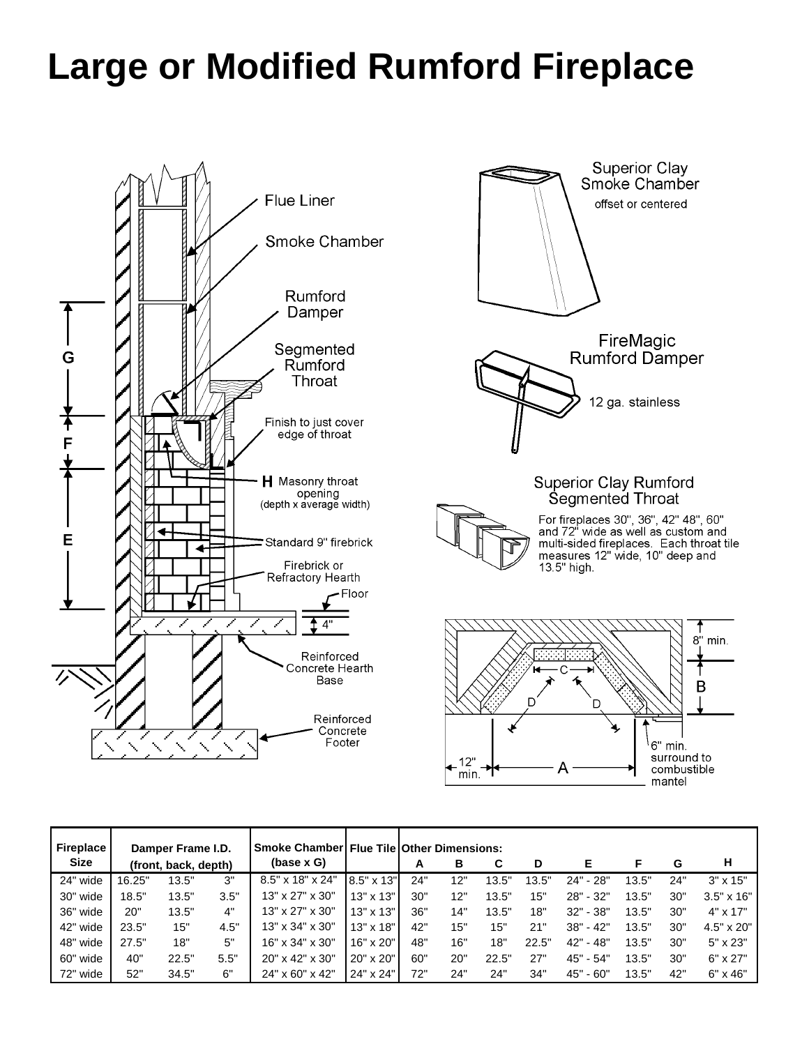# Large or Modified Rumford Fireplace

Flue Liner

Smoke Chamber

Rumford Damper

Segmented Rumford Throat

Finish to just cover edge of throat

H Masonry throat opening (depth x average width)

Standard 9" firebrick

Firebrick or Refractory Hearth

Floor

4"

Reinforced Concrete Hearth Base

Reinforced Concrete Footer

G

F

E

Superior Clay Smoke Chamber

offset or centered

FireMagic Rumford Damper

12 ga. stainless

Superior Clay Rumford Segmented Throat

For fireplaces 30", 36", 42" 48", 60" and 72" wide as well as custom and multi-sided fireplaces. Each throat tile measures 12" wide, 10" deep and 13.5" high.

8" min.

B

C

D

D

12" min.

A

6" min. surround to combustible mantel

| Fireplace Size | Damper Frame I.D. (front, back, depth) | | | Smoke Chamber (base x G) | Flue Tile | Other Dimensions: A | B | C | D | E | F | G | H |
|---|---|---|---|---|---|---|---|---|---|---|---|---|---|
| 24" wide | 16.25" | 13.5" | 3" | 8.5" x 18" x 24" | 8.5" x 13" | 24" | 12" | 13.5" | 13.5" | 24" - 28" | 13.5" | 24" | 3" x 15" |
| 30" wide | 18.5" | 13.5" | 3.5" | 13" x 27" x 30" | 13" x 13" | 30" | 12" | 13.5" | 15" | 28" - 32" | 13.5" | 30" | 3.5" x 16" |
| 36" wide | 20" | 13.5" | 4" | 13" x 27" x 30" | 13" x 13" | 36" | 14" | 13.5" | 18" | 32" - 38" | 13.5" | 30" | 4" x 17" |
| 42" wide | 23.5" | 15" | 4.5" | 13" x 34" x 30" | 13" x 18" | 42" | 15" | 15" | 21" | 38" - 42" | 13.5" | 30" | 4.5" x 20" |
| 48" wide | 27.5" | 18" | 5" | 16" x 34" x 30" | 16" x 20" | 48" | 16" | 18" | 22.5" | 42" - 48" | 13.5" | 30" | 5" x 23" |
| 60" wide | 40" | 22.5" | 5.5" | 20" x 42" x 30" | 20" x 20" | 60" | 20" | 22.5" | 27" | 45" - 54" | 13.5" | 30" | 6" x 27" |
| 72" wide | 52" | 34.5" | 6" | 24" x 60" x 42" | 24" x 24" | 72" | 24" | 24" | 34" | 45" - 60" | 13.5" | 42" | 6" x 46" |